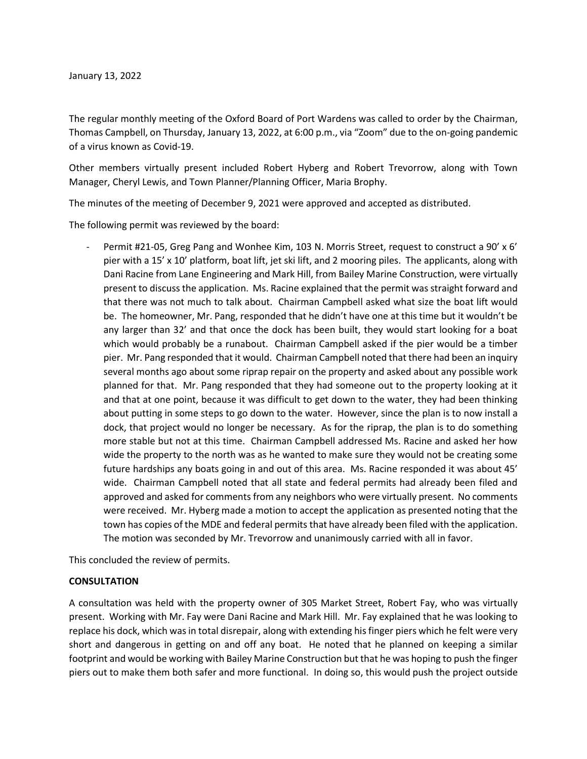January 13, 2022

The regular monthly meeting of the Oxford Board of Port Wardens was called to order by the Chairman, Thomas Campbell, on Thursday, January 13, 2022, at 6:00 p.m., via "Zoom" due to the on-going pandemic of a virus known as Covid-19.

Other members virtually present included Robert Hyberg and Robert Trevorrow, along with Town Manager, Cheryl Lewis, and Town Planner/Planning Officer, Maria Brophy.

The minutes of the meeting of December 9, 2021 were approved and accepted as distributed.

The following permit was reviewed by the board:

- Permit #21-05, Greg Pang and Wonhee Kim, 103 N. Morris Street, request to construct a 90' x 6' pier with a 15' x 10' platform, boat lift, jet ski lift, and 2 mooring piles. The applicants, along with Dani Racine from Lane Engineering and Mark Hill, from Bailey Marine Construction, were virtually present to discuss the application. Ms. Racine explained that the permit was straight forward and that there was not much to talk about. Chairman Campbell asked what size the boat lift would be. The homeowner, Mr. Pang, responded that he didn't have one at this time but it wouldn't be any larger than 32' and that once the dock has been built, they would start looking for a boat which would probably be a runabout. Chairman Campbell asked if the pier would be a timber pier. Mr. Pang responded that it would. Chairman Campbell noted that there had been an inquiry several months ago about some riprap repair on the property and asked about any possible work planned for that. Mr. Pang responded that they had someone out to the property looking at it and that at one point, because it was difficult to get down to the water, they had been thinking about putting in some steps to go down to the water. However, since the plan is to now install a dock, that project would no longer be necessary. As for the riprap, the plan is to do something more stable but not at this time. Chairman Campbell addressed Ms. Racine and asked her how wide the property to the north was as he wanted to make sure they would not be creating some future hardships any boats going in and out of this area. Ms. Racine responded it was about 45' wide. Chairman Campbell noted that all state and federal permits had already been filed and approved and asked for comments from any neighbors who were virtually present. No comments were received. Mr. Hyberg made a motion to accept the application as presented noting that the town has copies of the MDE and federal permits that have already been filed with the application. The motion was seconded by Mr. Trevorrow and unanimously carried with all in favor.

This concluded the review of permits.

**CONSULTATION**

A consultation was held with the property owner of 305 Market Street, Robert Fay, who was virtually present. Working with Mr. Fay were Dani Racine and Mark Hill. Mr. Fay explained that he was looking to replace his dock, which was in total disrepair, along with extending his finger piers which he felt were very short and dangerous in getting on and off any boat. He noted that he planned on keeping a similar footprint and would be working with Bailey Marine Construction but that he was hoping to push the finger piers out to make them both safer and more functional. In doing so, this would push the project outside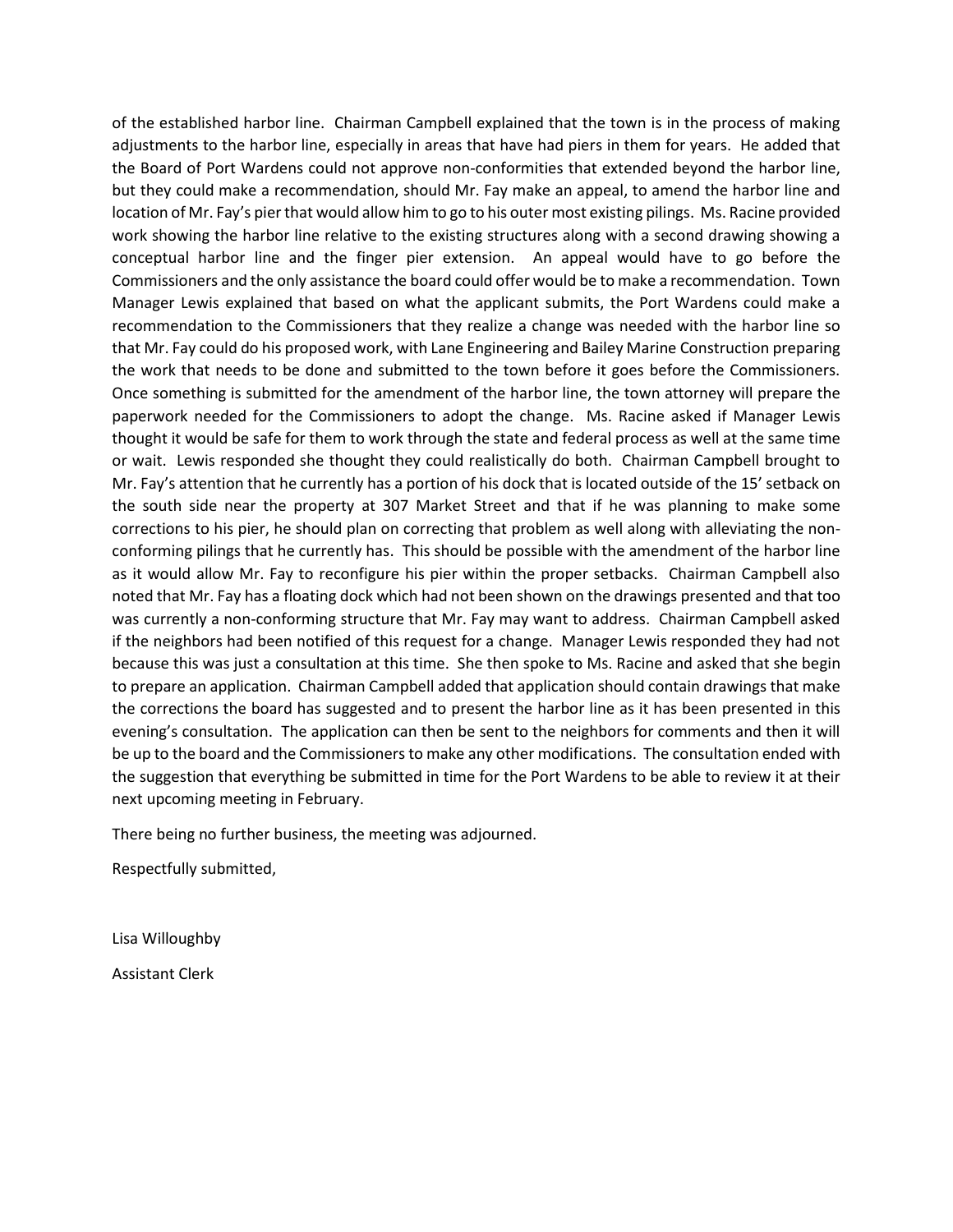of the established harbor line. Chairman Campbell explained that the town is in the process of making adjustments to the harbor line, especially in areas that have had piers in them for years. He added that the Board of Port Wardens could not approve non-conformities that extended beyond the harbor line, but they could make a recommendation, should Mr. Fay make an appeal, to amend the harbor line and location of Mr. Fay's pier that would allow him to go to his outer most existing pilings. Ms. Racine provided work showing the harbor line relative to the existing structures along with a second drawing showing a conceptual harbor line and the finger pier extension. An appeal would have to go before the Commissioners and the only assistance the board could offer would be to make a recommendation. Town Manager Lewis explained that based on what the applicant submits, the Port Wardens could make a recommendation to the Commissioners that they realize a change was needed with the harbor line so that Mr. Fay could do his proposed work, with Lane Engineering and Bailey Marine Construction preparing the work that needs to be done and submitted to the town before it goes before the Commissioners. Once something is submitted for the amendment of the harbor line, the town attorney will prepare the paperwork needed for the Commissioners to adopt the change. Ms. Racine asked if Manager Lewis thought it would be safe for them to work through the state and federal process as well at the same time or wait. Lewis responded she thought they could realistically do both. Chairman Campbell brought to Mr. Fay's attention that he currently has a portion of his dock that is located outside of the 15' setback on the south side near the property at 307 Market Street and that if he was planning to make some corrections to his pier, he should plan on correcting that problem as well along with alleviating the non-conforming pilings that he currently has. This should be possible with the amendment of the harbor line as it would allow Mr. Fay to reconfigure his pier within the proper setbacks. Chairman Campbell also noted that Mr. Fay has a floating dock which had not been shown on the drawings presented and that too was currently a non-conforming structure that Mr. Fay may want to address. Chairman Campbell asked if the neighbors had been notified of this request for a change. Manager Lewis responded they had not because this was just a consultation at this time. She then spoke to Ms. Racine and asked that she begin to prepare an application. Chairman Campbell added that application should contain drawings that make the corrections the board has suggested and to present the harbor line as it has been presented in this evening's consultation. The application can then be sent to the neighbors for comments and then it will be up to the board and the Commissioners to make any other modifications. The consultation ended with the suggestion that everything be submitted in time for the Port Wardens to be able to review it at their next upcoming meeting in February.

There being no further business, the meeting was adjourned.

Respectfully submitted,

Lisa Willoughby

Assistant Clerk